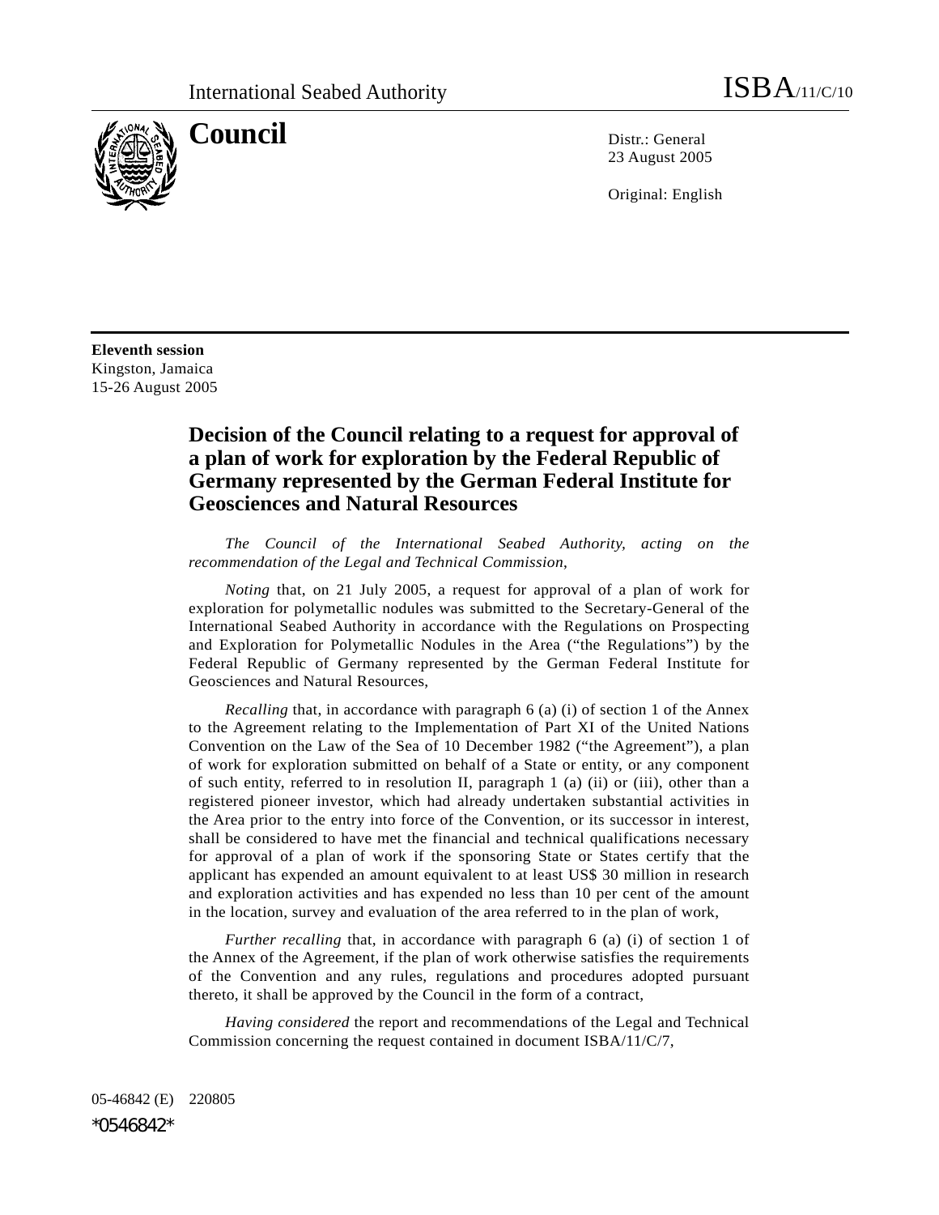International Seabed Authority ISBA/11/C/10

# Council

Distr.: General
23 August 2005

Original: English

**Eleventh session**
Kingston, Jamaica
15-26 August 2005

## Decision of the Council relating to a request for approval of a plan of work for exploration by the Federal Republic of Germany represented by the German Federal Institute for Geosciences and Natural Resources

*The Council of the International Seabed Authority, acting on the recommendation of the Legal and Technical Commission,*

*Noting* that, on 21 July 2005, a request for approval of a plan of work for exploration for polymetallic nodules was submitted to the Secretary-General of the International Seabed Authority in accordance with the Regulations on Prospecting and Exploration for Polymetallic Nodules in the Area ("the Regulations") by the Federal Republic of Germany represented by the German Federal Institute for Geosciences and Natural Resources,

*Recalling* that, in accordance with paragraph 6 (a) (i) of section 1 of the Annex to the Agreement relating to the Implementation of Part XI of the United Nations Convention on the Law of the Sea of 10 December 1982 ("the Agreement"), a plan of work for exploration submitted on behalf of a State or entity, or any component of such entity, referred to in resolution II, paragraph 1 (a) (ii) or (iii), other than a registered pioneer investor, which had already undertaken substantial activities in the Area prior to the entry into force of the Convention, or its successor in interest, shall be considered to have met the financial and technical qualifications necessary for approval of a plan of work if the sponsoring State or States certify that the applicant has expended an amount equivalent to at least US$ 30 million in research and exploration activities and has expended no less than 10 per cent of the amount in the location, survey and evaluation of the area referred to in the plan of work,

*Further recalling* that, in accordance with paragraph 6 (a) (i) of section 1 of the Annex of the Agreement, if the plan of work otherwise satisfies the requirements of the Convention and any rules, regulations and procedures adopted pursuant thereto, it shall be approved by the Council in the form of a contract,

*Having considered* the report and recommendations of the Legal and Technical Commission concerning the request contained in document ISBA/11/C/7,

05-46842 (E) 220805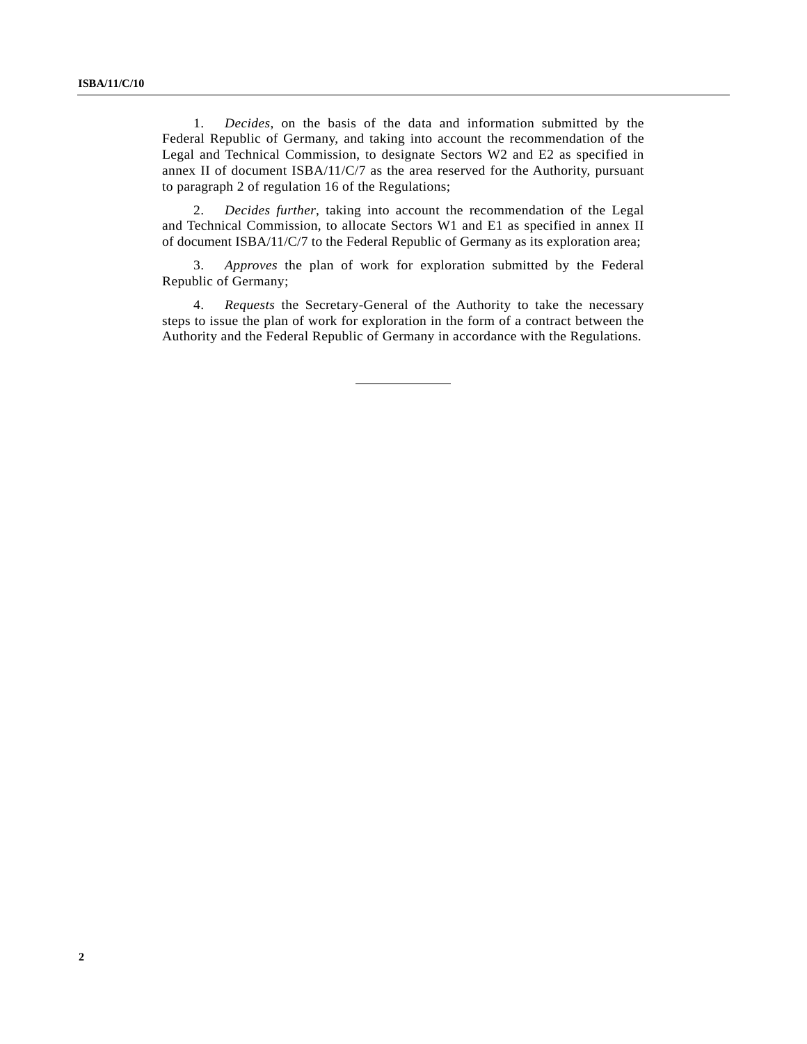1. *Decides*, on the basis of the data and information submitted by the Federal Republic of Germany, and taking into account the recommendation of the Legal and Technical Commission, to designate Sectors W2 and E2 as specified in annex II of document ISBA/11/C/7 as the area reserved for the Authority, pursuant to paragraph 2 of regulation 16 of the Regulations;

2. *Decides further*, taking into account the recommendation of the Legal and Technical Commission, to allocate Sectors W1 and E1 as specified in annex II of document ISBA/11/C/7 to the Federal Republic of Germany as its exploration area;

3. *Approves* the plan of work for exploration submitted by the Federal Republic of Germany;

4. *Requests* the Secretary-General of the Authority to take the necessary steps to issue the plan of work for exploration in the form of a contract between the Authority and the Federal Republic of Germany in accordance with the Regulations.